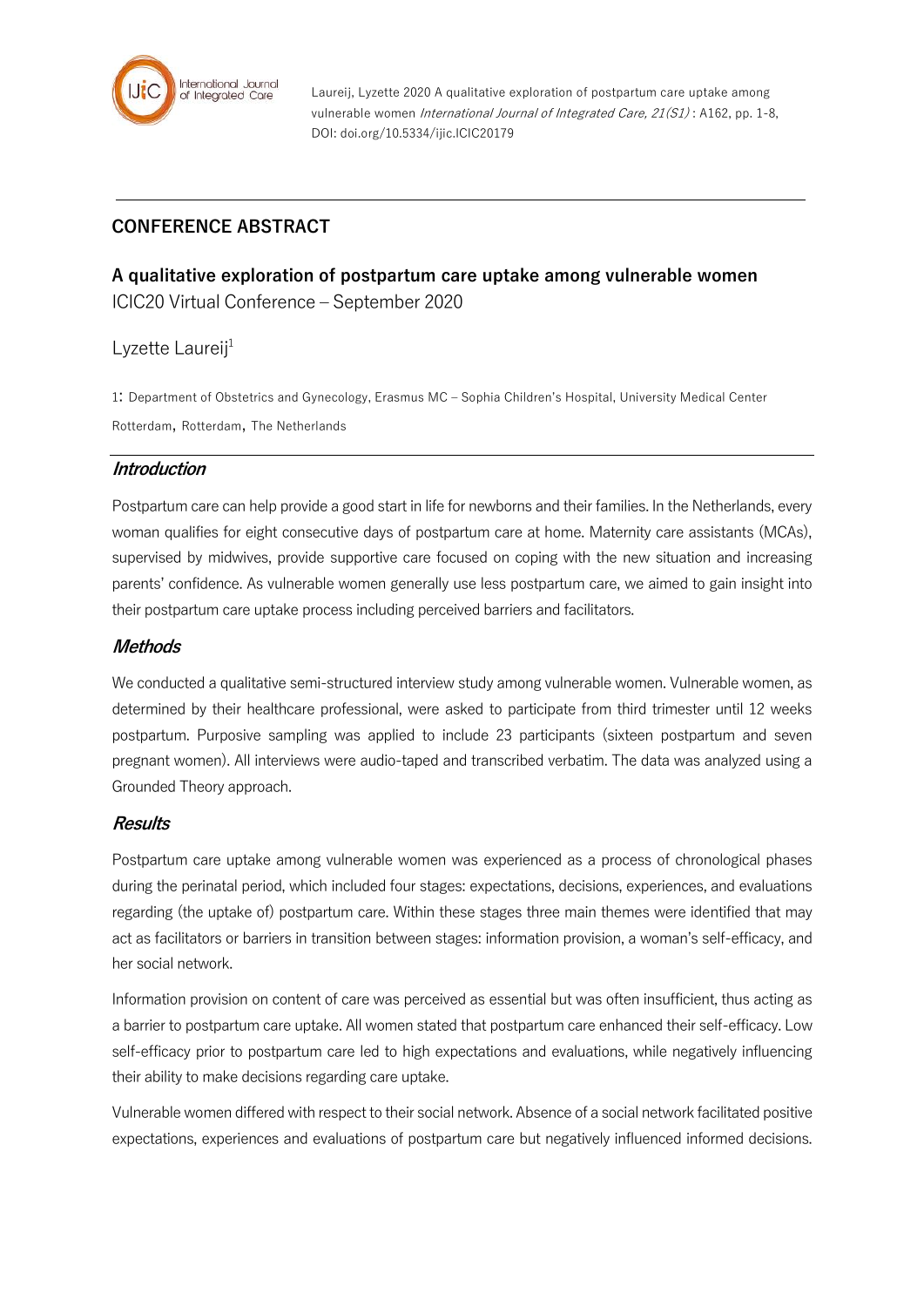Laureij, Lyzette 2020 A qualitative exploration of postpartum care uptake among vulnerable women *International Journal of Integrated Care, 21(S1)* : A162, pp. 1-8, DOI: doi.org/10.5334/ijic.ICIC20179

## CONFERENCE ABSTRACT

# A qualitative exploration of postpartum care uptake among vulnerable women

ICIC20 Virtual Conference – September 2020

Lyzette Laureij[1]

1: Department of Obstetrics and Gynecology, Erasmus MC – Sophia Children's Hospital, University Medical Center Rotterdam, Rotterdam, The Netherlands

### *Introduction*

Postpartum care can help provide a good start in life for newborns and their families. In the Netherlands, every woman qualifies for eight consecutive days of postpartum care at home. Maternity care assistants (MCAs), supervised by midwives, provide supportive care focused on coping with the new situation and increasing parents' confidence. As vulnerable women generally use less postpartum care, we aimed to gain insight into their postpartum care uptake process including perceived barriers and facilitators.

### *Methods*

We conducted a qualitative semi-structured interview study among vulnerable women. Vulnerable women, as determined by their healthcare professional, were asked to participate from third trimester until 12 weeks postpartum. Purposive sampling was applied to include 23 participants (sixteen postpartum and seven pregnant women). All interviews were audio-taped and transcribed verbatim. The data was analyzed using a Grounded Theory approach.

### *Results*

Postpartum care uptake among vulnerable women was experienced as a process of chronological phases during the perinatal period, which included four stages: expectations, decisions, experiences, and evaluations regarding (the uptake of) postpartum care. Within these stages three main themes were identified that may act as facilitators or barriers in transition between stages: information provision, a woman's self-efficacy, and her social network.

Information provision on content of care was perceived as essential but was often insufficient, thus acting as a barrier to postpartum care uptake. All women stated that postpartum care enhanced their self-efficacy. Low self-efficacy prior to postpartum care led to high expectations and evaluations, while negatively influencing their ability to make decisions regarding care uptake.

Vulnerable women differed with respect to their social network. Absence of a social network facilitated positive expectations, experiences and evaluations of postpartum care but negatively influenced informed decisions.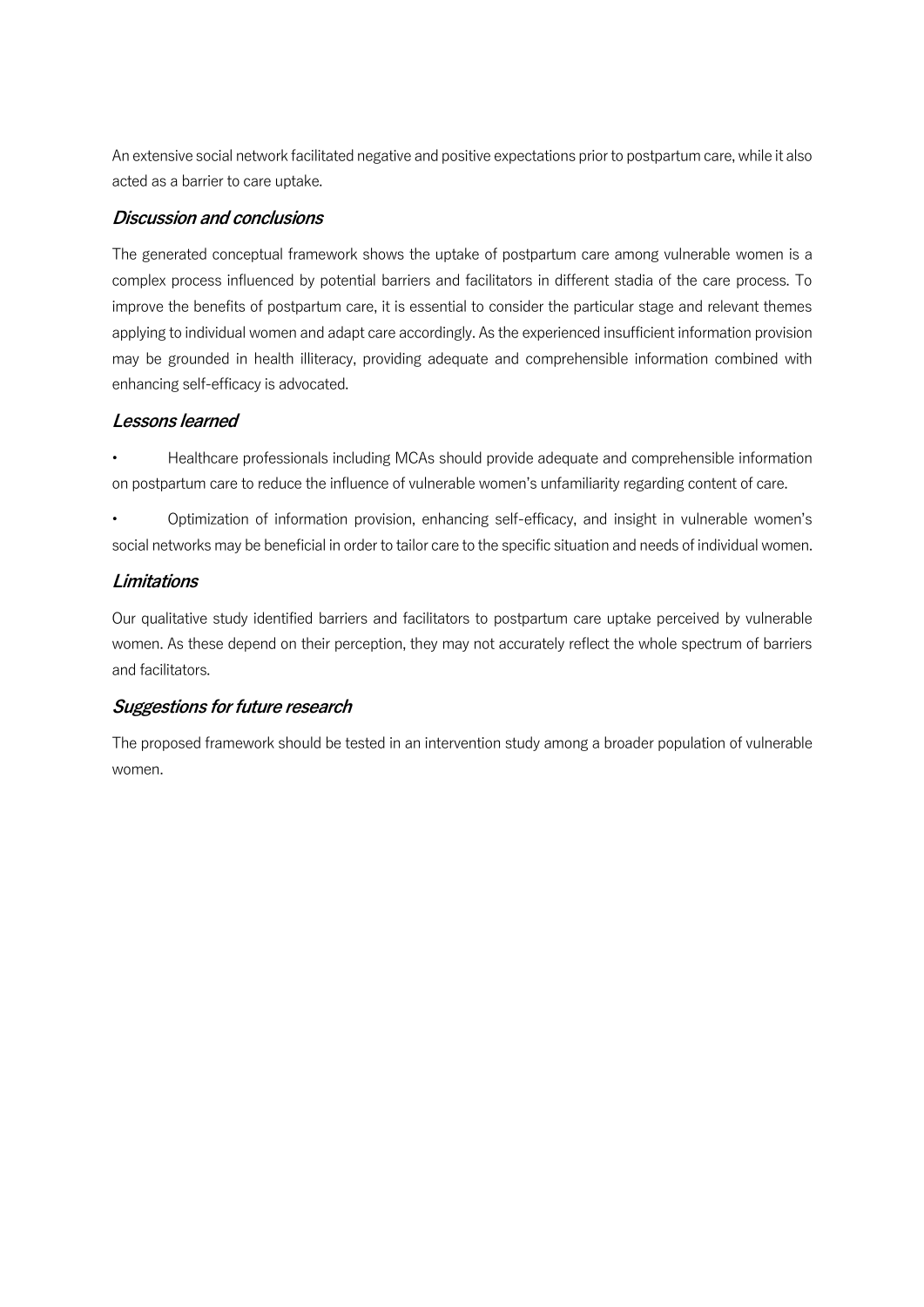An extensive social network facilitated negative and positive expectations prior to postpartum care, while it also acted as a barrier to care uptake.

### *Discussion and conclusions*

The generated conceptual framework shows the uptake of postpartum care among vulnerable women is a complex process influenced by potential barriers and facilitators in different stadia of the care process. To improve the benefits of postpartum care, it is essential to consider the particular stage and relevant themes applying to individual women and adapt care accordingly. As the experienced insufficient information provision may be grounded in health illiteracy, providing adequate and comprehensible information combined with enhancing self-efficacy is advocated.

### *Lessons learned*

- Healthcare professionals including MCAs should provide adequate and comprehensible information on postpartum care to reduce the influence of vulnerable women's unfamiliarity regarding content of care.
- Optimization of information provision, enhancing self-efficacy, and insight in vulnerable women's social networks may be beneficial in order to tailor care to the specific situation and needs of individual women.

### *Limitations*

Our qualitative study identified barriers and facilitators to postpartum care uptake perceived by vulnerable women. As these depend on their perception, they may not accurately reflect the whole spectrum of barriers and facilitators.

### *Suggestions for future research*

The proposed framework should be tested in an intervention study among a broader population of vulnerable women.